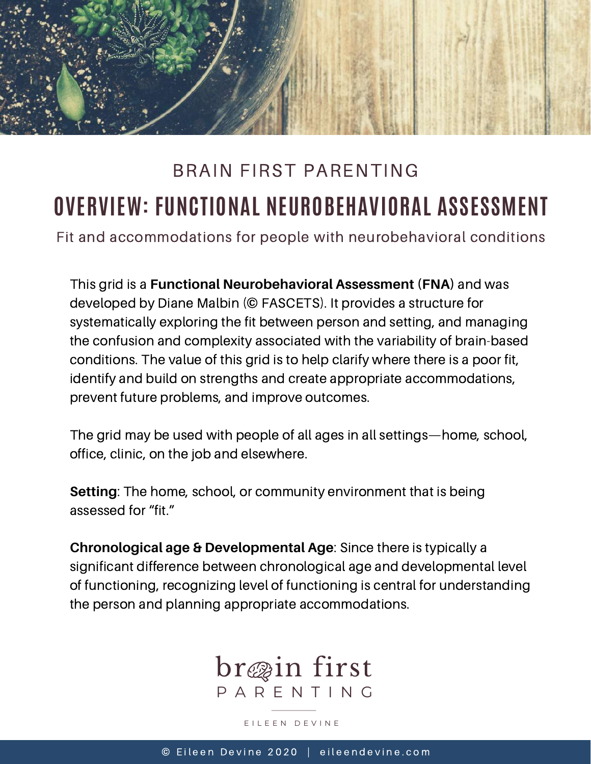BRAIN FIRST PARENTING

# OVERVIEW: FUNCTIONAL NEUROBEHAVIORAL ASSESSMENT

Fit and accommodations for people with neurobehavioral conditions

This grid is a **Functional Neurobehavioral Assessment** (**FNA**) and was developed by Diane Malbin (© FASCETS). It provides a structure for systematically exploring the fit between person and setting, and managing the confusion and complexity associated with the variability of brain-based conditions. The value of this grid is to help clarify where there is a poor fit, identify and build on strengths and create appropriate accommodations, prevent future problems, and improve outcomes.

The grid may be used with people of all ages in all settings—home, school, office, clinic, on the job and elsewhere.

**Setting**: The home, school, or community environment that is being assessed for "fit."

**Chronological age & Developmental Age**: Since there is typically a significant difference between chronological age and developmental level of functioning, recognizing level of functioning is central for understanding the person and planning appropriate accommodations.

brain first PARENTING

EILEEN DEVINE

© Eileen Devine 2020 | eileendevine.com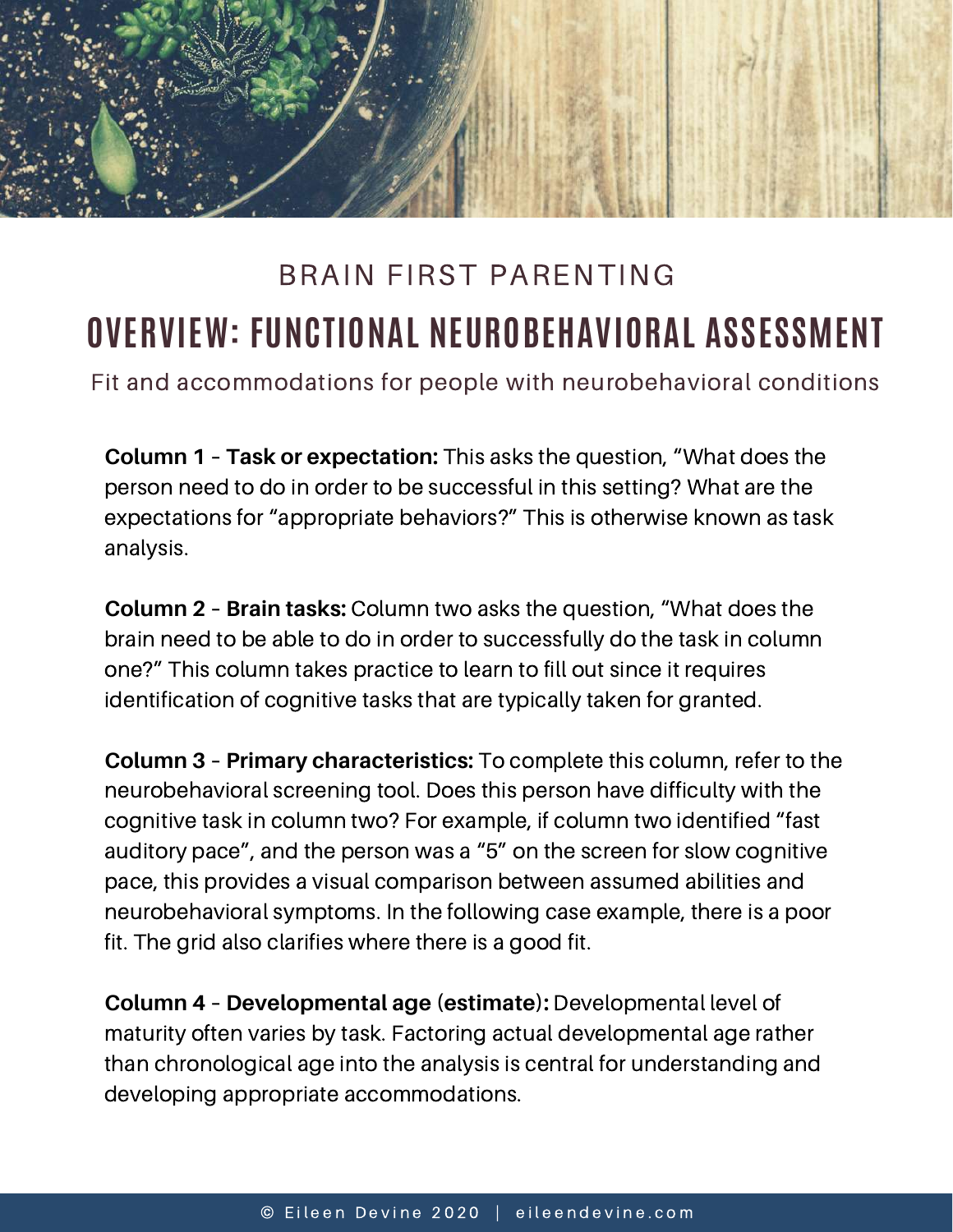BRAIN FIRST PARENTING

# OVERVIEW: FUNCTIONAL NEUROBEHAVIORAL ASSESSMENT

Fit and accommodations for people with neurobehavioral conditions

**Column 1** – **Task or expectation:** This asks the question, "What does the person need to do in order to be successful in this setting? What are the expectations for "appropriate behaviors?" This is otherwise known as task analysis.

**Column 2** – **Brain tasks:** Column two asks the question, "What does the brain need to be able to do in order to successfully do the task in column one?" This column takes practice to learn to fill out since it requires identification of cognitive tasks that are typically taken for granted.

**Column 3** – **Primary characteristics:** To complete this column, refer to the neurobehavioral screening tool. Does this person have difficulty with the cognitive task in column two? For example, if column two identified "fast auditory pace", and the person was a "5" on the screen for slow cognitive pace, this provides a visual comparison between assumed abilities and neurobehavioral symptoms. In the following case example, there is a poor fit. The grid also clarifies where there is a good fit.

**Column 4** – **Developmental age (estimate):** Developmental level of maturity often varies by task. Factoring actual developmental age rather than chronological age into the analysis is central for understanding and developing appropriate accommodations.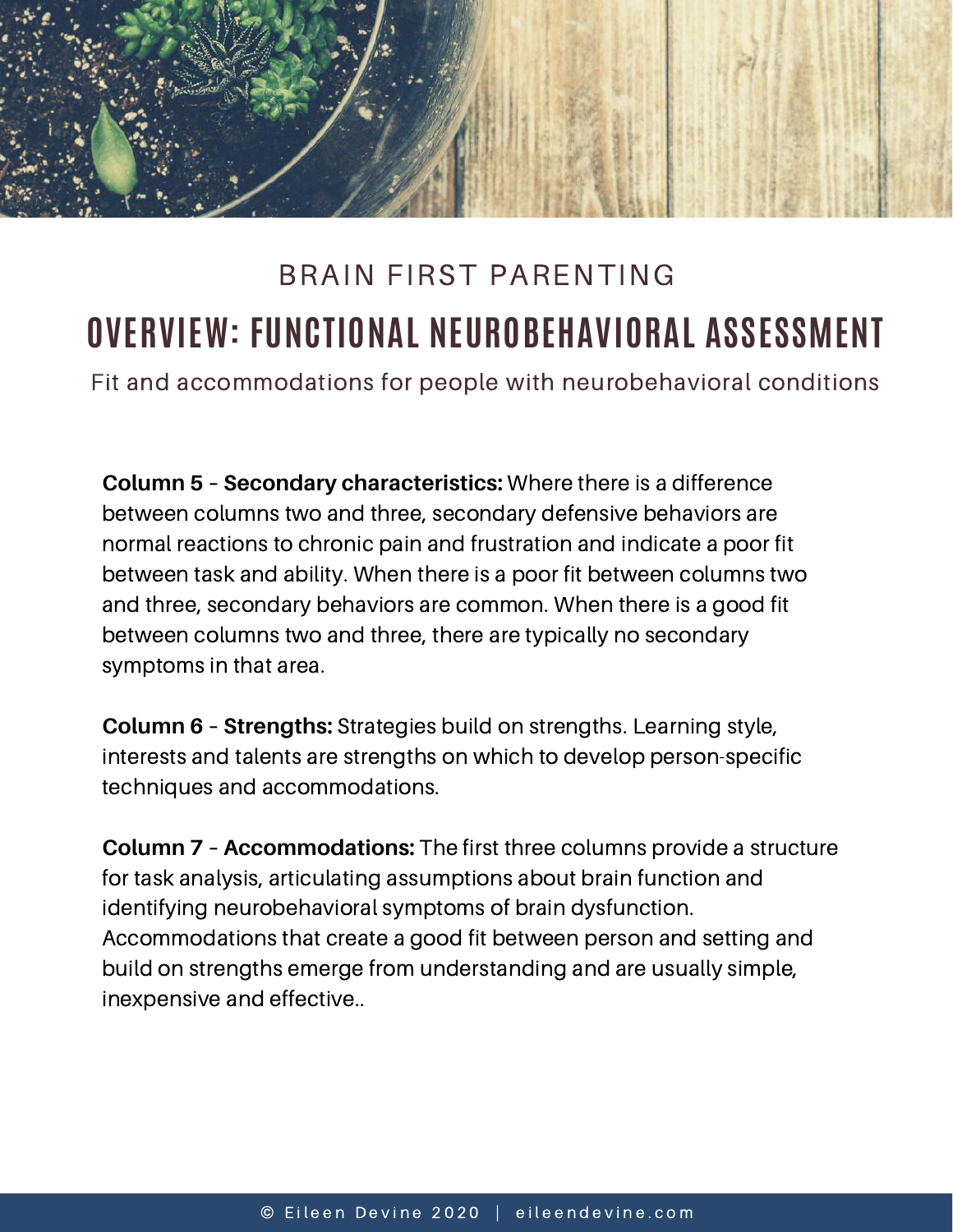BRAIN FIRST PARENTING

# OVERVIEW: FUNCTIONAL NEUROBEHAVIORAL ASSESSMENT

Fit and accommodations for people with neurobehavioral conditions

**Column 5** – **Secondary characteristics:** Where there is a difference between columns two and three, secondary defensive behaviors are normal reactions to chronic pain and frustration and indicate a poor fit between task and ability. When there is a poor fit between columns two and three, secondary behaviors are common. When there is a good fit between columns two and three, there are typically no secondary symptoms in that area.

**Column 6** – **Strengths:** Strategies build on strengths. Learning style, interests and talents are strengths on which to develop person-specific techniques and accommodations.

**Column 7** – **Accommodations:** The first three columns provide a structure for task analysis, articulating assumptions about brain function and identifying neurobehavioral symptoms of brain dysfunction. Accommodations that create a good fit between person and setting and build on strengths emerge from understanding and are usually simple, inexpensive and effective..

© Eileen Devine 2020 | eileendevine.com